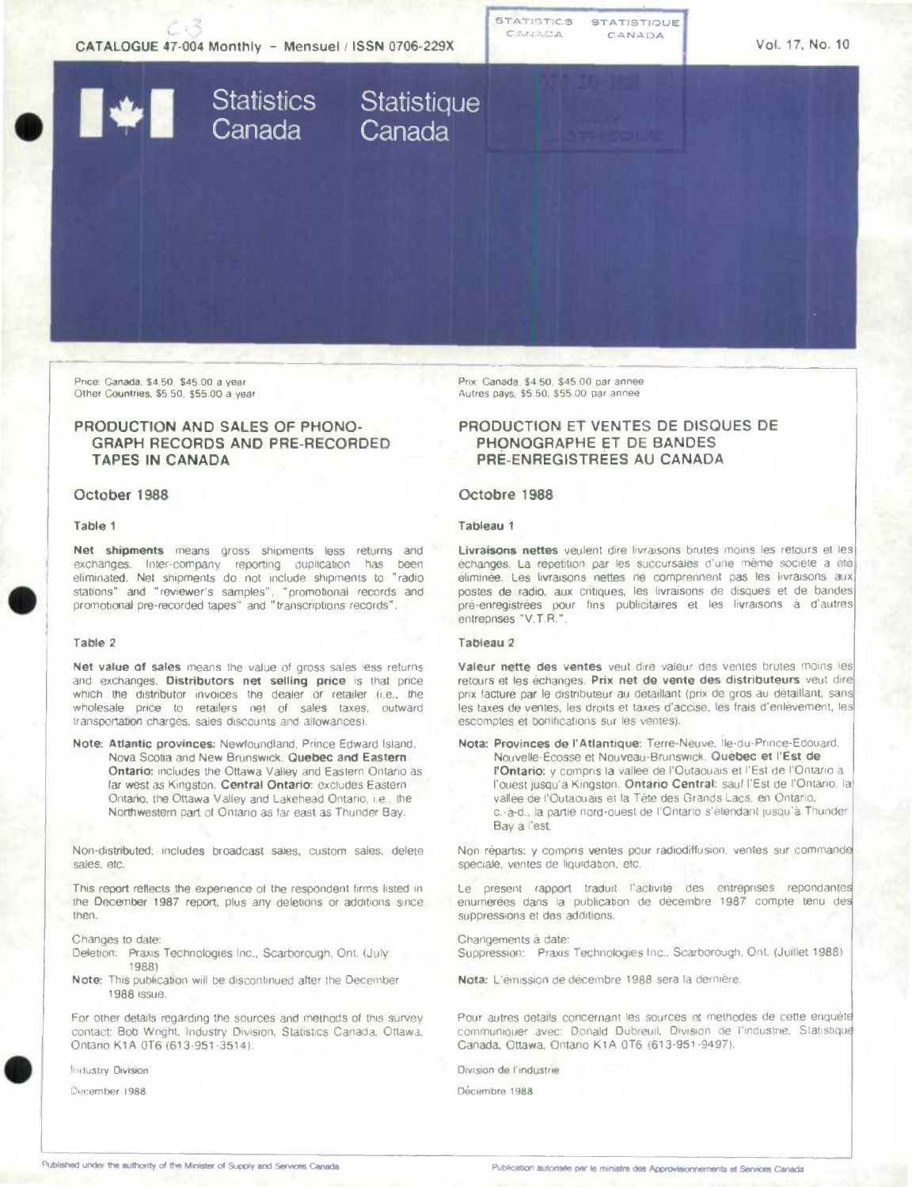CATALOGUE 47-004 Monthly - Mensuel / ISSN 0706-229X

Vol. 17, No. 10

Statistics Canada Statistique Canada

Price: Canada, $4.50, $45.00 a year
Other Countries, $5.50, $55.00 a year

## PRODUCTION AND SALES OF PHONOGRAPH RECORDS AND PRE-RECORDED TAPES IN CANADA

### October 1988

#### Table 1

**Net shipments** means gross shipments less returns and exchanges. Inter-company reporting duplication has been eliminated. Net shipments do not include shipments to "radio stations" and "reviewer's samples", "promotional records and promotional pre-recorded tapes" and "transcriptions records".

#### Table 2

**Net value of sales** means the value of gross sales less returns and exchanges. **Distributors net selling price** is that price which the distributor invoices the dealer or retailer (i.e., the wholesale price to retailers net of sales taxes, outward transportation charges, sales discounts and allowances).

**Note: Atlantic provinces:** Newfoundland, Prince Edward Island, Nova Scotia and New Brunswick. **Quebec and Eastern Ontario:** includes the Ottawa Valley and Eastern Ontario as far west as Kingston. **Central Ontario:** excludes Eastern Ontario, the Ottawa Valley and Lakehead Ontario, i.e., the Northwestern part of Ontario as far east as Thunder Bay.

Non-distributed; includes broadcast sales, custom sales, delete sales, etc.

This report reflects the experience of the respondent firms listed in the December 1987 report, plus any deletions or additions since then.

Changes to date:
Deletion: Praxis Technologies Inc., Scarborough, Ont. (July 1988)

**Note:** This publication will be discontinued after the December 1988 issue.

For other details regarding the sources and methods of this survey contact: Bob Wright, Industry Division, Statistics Canada, Ottawa, Ontario K1A 0T6 (613-951-3514).

Industry Division

December 1988

Prix: Canada, $4.50, $45.00 par annee
Autres pays, $5.50, $55.00 par annee

## PRODUCTION ET VENTES DE DISQUES DE PHONOGRAPHE ET DE BANDES PRÉ-ENREGISTRÉES AU CANADA

### Octobre 1988

#### Tableau 1

**Livraisons nettes** veulent dire livraisons brutes moins les retours et les échanges. La répétition par les succursales d'une même société a été éliminée. Les livraisons nettes ne comprennent pas les livraisons aux postes de radio, aux critiques, les livraisons de disques et de bandes pré-enregistrées pour fins publicitaires et les livraisons à d'autres entreprises "V.T.R.".

#### Tableau 2

**Valeur nette des ventes** veut dire valeur des ventes brutes moins les retours et les échanges. **Prix net de vente des distributeurs** veut dire prix facturé par le distributeur au détaillant (prix de gros au détaillant, sans les taxes de ventes, les droits et taxes d'accise, les frais d'enlèvement, les escomptes et bonifications sur les ventes).

**Nota: Provinces de l'Atlantique:** Terre-Neuve, Île-du-Prince-Édouard, Nouvelle-Écosse et Nouveau-Brunswick. **Québec et l'Est de l'Ontario:** y compris la vallée de l'Outaouais et l'Est de l'Ontario à l'ouest jusqu'à Kingston. **Ontario Central:** sauf l'Est de l'Ontario, la vallée de l'Outaouais et la Tête des Grands Lacs, en Ontario, c.-à-d., la partie nord-ouest de l'Ontario s'étendant jusqu'à Thunder Bay à l'est.

Non répartis: y compris ventes pour radiodiffusion, ventes sur commande spéciale, ventes de liquidation, etc.

Le présent rapport traduit l'activité des entreprises repondantes énumérées dans la publication de décembre 1987 compte tenu des suppressions et des additions.

Changements à date:
Suppression: Praxis Technologies Inc., Scarborough, Ont. (Juillet 1988)

**Nota:** L'émission de décembre 1988 sera la dernière.

Pour autres détails concernant les sources et méthodes de cette enquête communiquer avec: Donald Dubreuil, Division de l'industrie, Statistique Canada, Ottawa, Ontario K1A 0T6 (613-951-9497).

Division de l'industrie

Décembre 1988

Published under the authority of the Minister of Supply and Services Canada

Publication autorisée par le ministre des Approvisionnements et Services Canada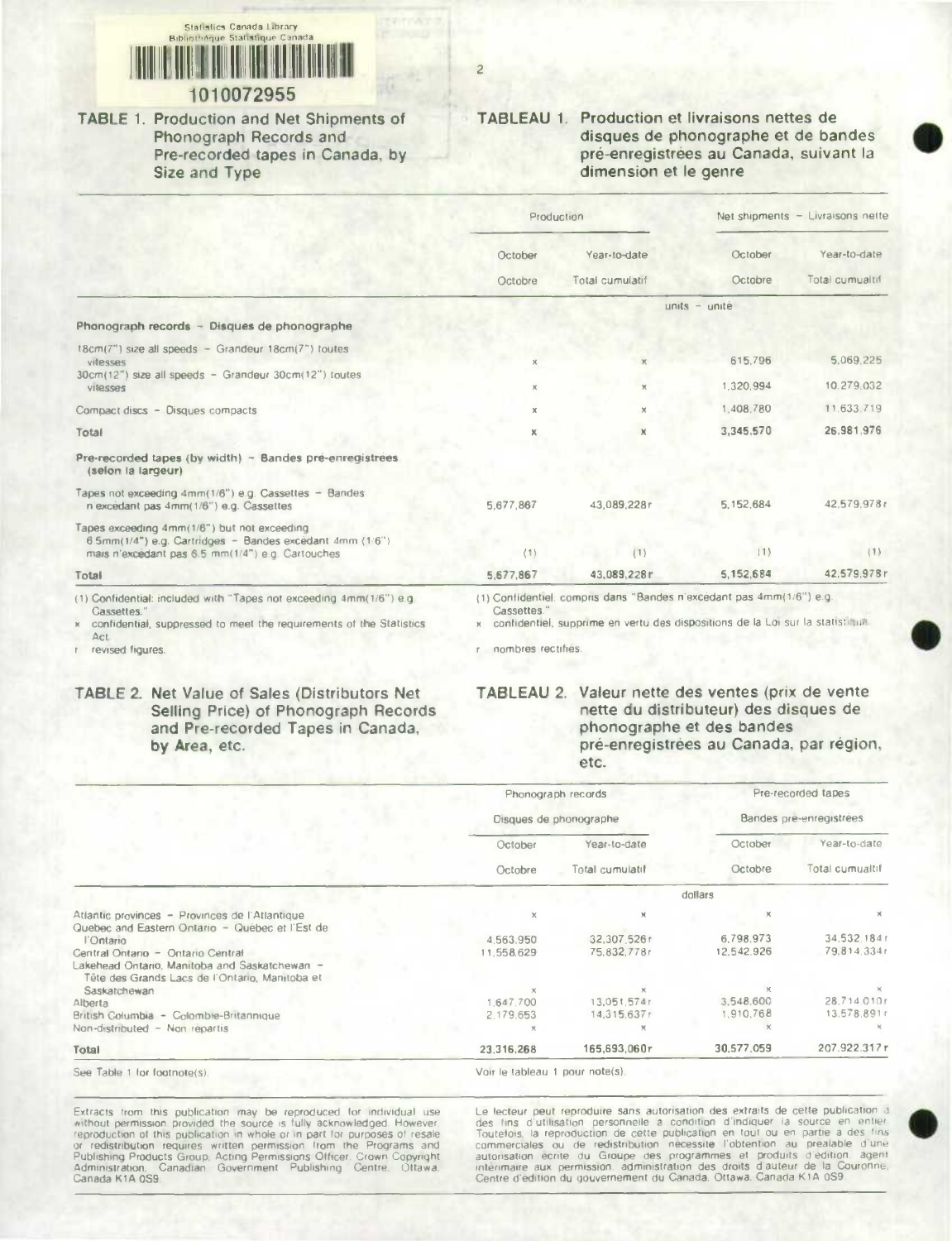Statistics Canada Library
Bibliothèque Statistique Canada
1010072955

## TABLE 1. Production and Net Shipments of Phonograph Records and Pre-recorded tapes in Canada, by Size and Type

## TABLEAU 1. Production et livraisons nettes de disques de phonographe et de bandes pré-enregistrées au Canada, suivant la dimension et le genre

| | Production | | Net shipments – Livraisons nette | |
|---|---|---|---|---|
| | October Octobre | Year-to-date Total cumulatif | October Octobre | Year-to-date Total cumulatif |
| | units – unite | | | |
| **Phonograph records – Disques de phonographe** | | | | |
| 18cm(7") size all speeds – Grandeur 18cm(7") toutes vitesses | x | x | 615,796 | 5,069,225 |
| 30cm(12") size all speeds – Grandeur 30cm(12") toutes vitesses | x | x | 1,320,994 | 10,279,032 |
| Compact discs – Disques compacts | x | x | 1,408,780 | 11,633,719 |
| **Total** | **x** | **x** | **3,345,570** | **26,981,976** |
| **Pre-recorded tapes (by width) – Bandes pré-enregistrées (selon la largeur)** | | | | |
| Tapes not exceeding 4mm(1/6") e.g. Cassettes – Bandes n excedant pas 4mm(1/6") e.g. Cassettes | 5,677,867 | 43,089,228r | 5,152,684 | 42,579,978r |
| Tapes exceeding 4mm(1/6") but not exceeding 6.5mm(1/4") e.g. Cartridges – Bandes excedant 4mm (1/6") mais n'excedant pas 6.5 mm(1/4") e.g. Cartouches | (1) | (1) | (1) | (1) |
| **Total** | **5,677,867** | **43,089,228r** | **5,152,684** | **42,579,978r** |

(1) Confidential: included with "Tapes not exceeding 4mm(1/6") e.g. Cassettes."
x confidential, suppressed to meet the requirements of the Statistics Act.
r revised figures.

(1) Confidentiel: compris dans "Bandes n'excedant pas 4mm(1/6") e.g. Cassettes."
x confidentiel, supprimé en vertu des dispositions de la Loi sur la statistique.
r nombres rectifiés.

## TABLE 2. Net Value of Sales (Distributors Net Selling Price) of Phonograph Records and Pre-recorded Tapes in Canada, by Area, etc.

## TABLEAU 2. Valeur nette des ventes (prix de vente nette du distributeur) des disques de phonographe et des bandes pré-enregistrées au Canada, par région, etc.

| | Phonograph records – Disques de phonographe | | Pre-recorded tapes – Bandes pré-enregistrées | |
|---|---|---|---|---|
| | October Octobre | Year-to-date Total cumulatif | October Octobre | Year-to-date Total cumulatif |
| | dollars | | | |
| Atlantic provinces – Provinces de l'Atlantique | x | x | x | x |
| Quebec and Eastern Ontario – Québec et l'Est de l'Ontario | 4,563,950 | 32,307,526r | 6,798,973 | 34,532,184r |
| Central Ontario – Ontario Central | 11,558,629 | 75,832,778r | 12,542,926 | 79,814,334r |
| Lakehead Ontario, Manitoba and Saskatchewan – Tête des Grands Lacs de l'Ontario, Manitoba et Saskatchewan | x | x | x | x |
| Alberta | 1,647,700 | 13,051,574r | 3,548,600 | 28,714,010r |
| British Columbia – Colombie-Britannique | 2,179,653 | 14,315,637r | 1,910,768 | 13,578,891r |
| Non-distributed – Non repartis | x | x | x | x |
| **Total** | **23,316,268** | **165,693,060r** | **30,577,059** | **207,922,317r** |

See Table 1 for footnote(s).

Voir le tableau 1 pour note(s).

Extracts from this publication may be reproduced for individual use without permission provided the source is fully acknowledged. However, reproduction of this publication in whole or in part for purposes of resale or redistribution requires written permission from the Programs and Publishing Products Group, Acting Permissions Officer, Crown Copyright Administration, Canadian Government Publishing Centre, Ottawa, Canada K1A 0S9.

Le lecteur peut reproduire sans autorisation des extraits de cette publication à des fins d'utilisation personnelle à condition d'indiquer la source en entier. Toutefois, la reproduction de cette publication en tout ou en partie à des fins commerciales ou de redistribution nécessite l'obtention au préalable d'une autorisation écrite du Groupe des programmes et produits d'édition, agent intérimaire aux permission, administration des droits d'auteur de la Couronne, Centre d'édition du gouvernement du Canada, Ottawa, Canada K1A 0S9.